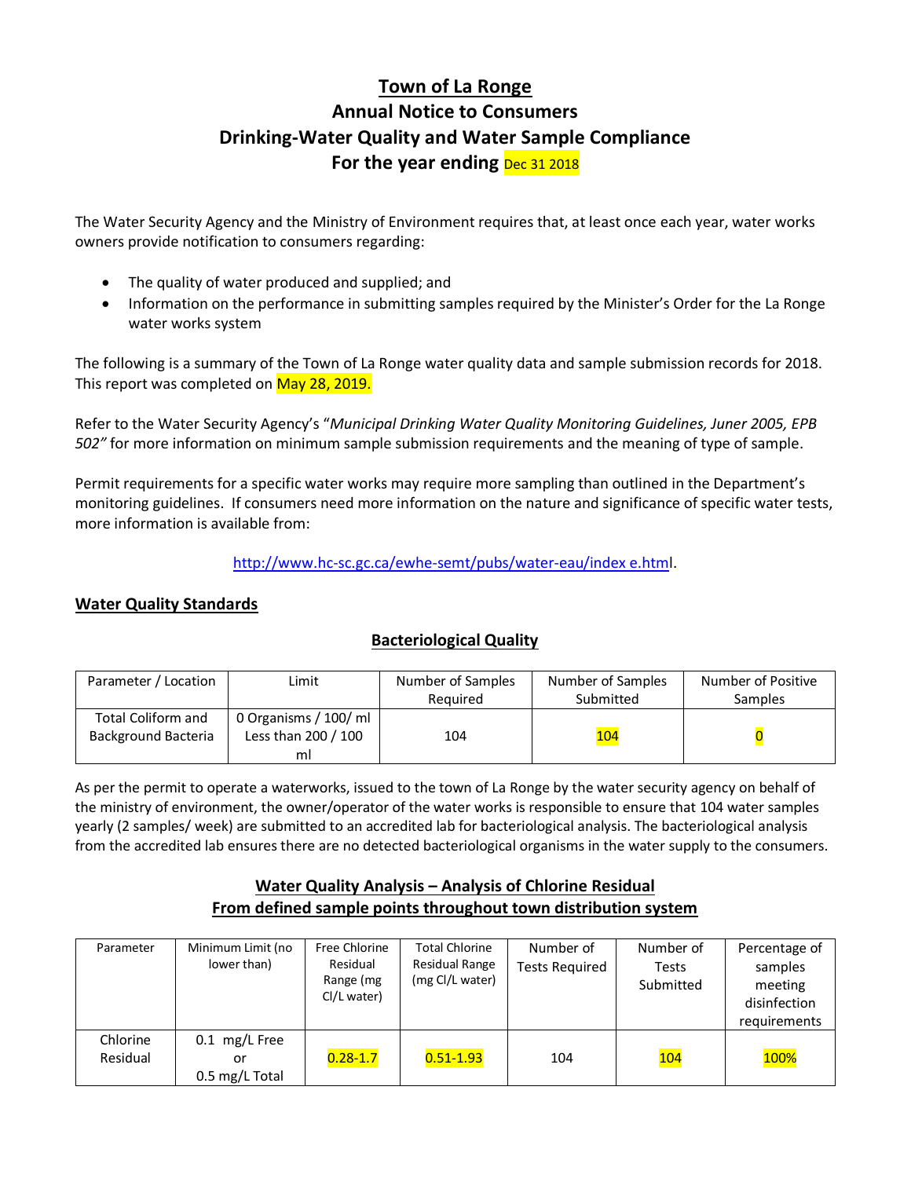# Town of La Ronge
## Annual Notice to Consumers
## Drinking-Water Quality and Water Sample Compliance
## For the year ending Dec 31 2018

The Water Security Agency and the Ministry of Environment requires that, at least once each year, water works owners provide notification to consumers regarding:

- The quality of water produced and supplied; and
- Information on the performance in submitting samples required by the Minister's Order for the La Ronge water works system

The following is a summary of the Town of La Ronge water quality data and sample submission records for 2018. This report was completed on May 28, 2019.

Refer to the Water Security Agency's "*Municipal Drinking Water Quality Monitoring Guidelines, Juner 2005, EPB 502"* for more information on minimum sample submission requirements and the meaning of type of sample.

Permit requirements for a specific water works may require more sampling than outlined in the Department's monitoring guidelines. If consumers need more information on the nature and significance of specific water tests, more information is available from:

http://www.hc-sc.gc.ca/ewhe-semt/pubs/water-eau/index e.html.

## Water Quality Standards

### Bacteriological Quality

| Parameter / Location | Limit | Number of Samples Required | Number of Samples Submitted | Number of Positive Samples |
|---|---|---|---|---|
| Total Coliform and Background Bacteria | 0 Organisms / 100/ ml Less than 200 / 100 ml | 104 | 104 | 0 |

As per the permit to operate a waterworks, issued to the town of La Ronge by the water security agency on behalf of the ministry of environment, the owner/operator of the water works is responsible to ensure that 104 water samples yearly (2 samples/ week) are submitted to an accredited lab for bacteriological analysis. The bacteriological analysis from the accredited lab ensures there are no detected bacteriological organisms in the water supply to the consumers.

### Water Quality Analysis – Analysis of Chlorine Residual From defined sample points throughout town distribution system

| Parameter | Minimum Limit (no lower than) | Free Chlorine Residual Range (mg Cl/L water) | Total Chlorine Residual Range (mg Cl/L water) | Number of Tests Required | Number of Tests Submitted | Percentage of samples meeting disinfection requirements |
|---|---|---|---|---|---|---|
| Chlorine Residual | 0.1 mg/L Free or 0.5 mg/L Total | 0.28-1.7 | 0.51-1.93 | 104 | 104 | 100% |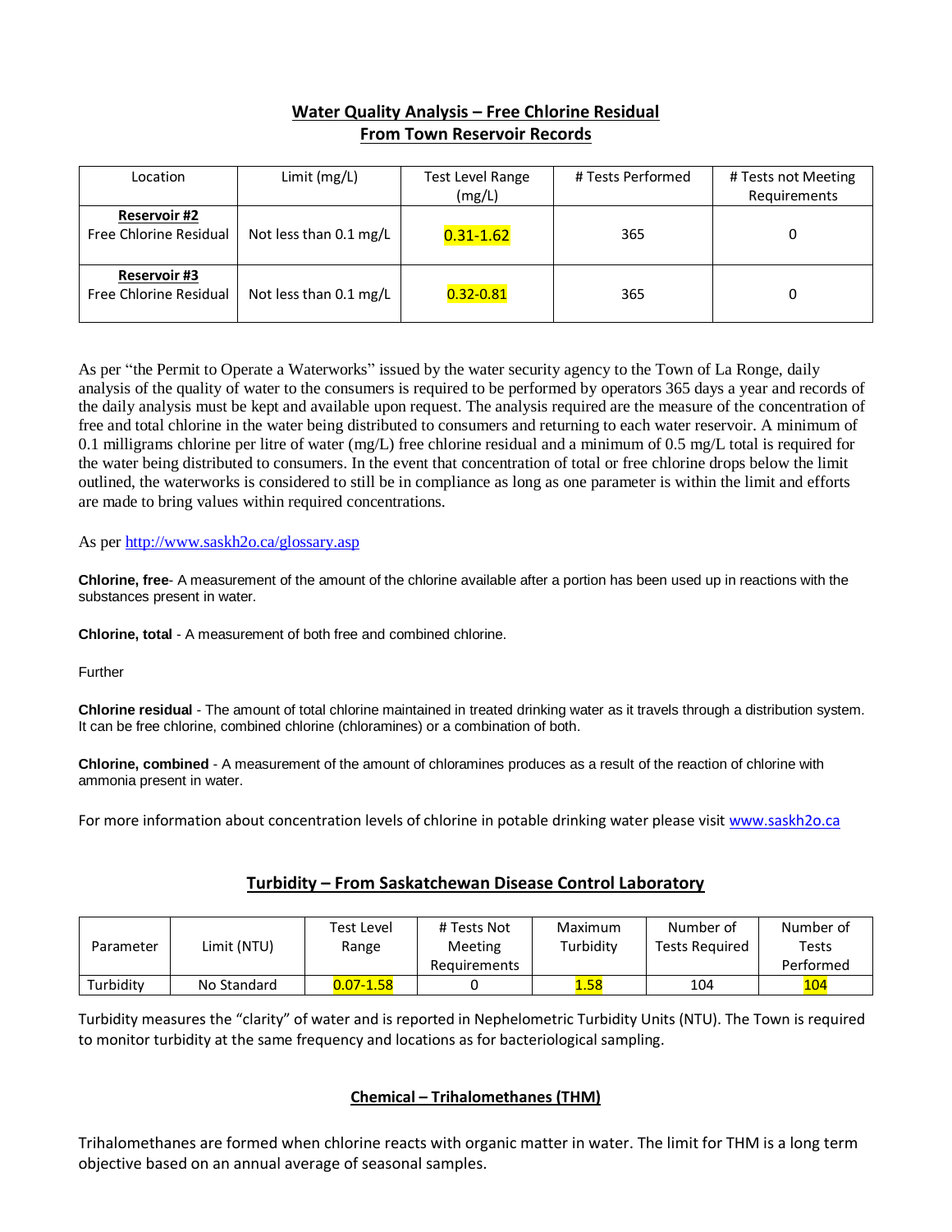## Water Quality Analysis – Free Chlorine Residual
## From Town Reservoir Records

| Location | Limit (mg/L) | Test Level Range (mg/L) | # Tests Performed | # Tests not Meeting Requirements |
|---|---|---|---|---|
| **Reservoir #2** Free Chlorine Residual | Not less than 0.1 mg/L | 0.31-1.62 | 365 | 0 |
| **Reservoir #3** Free Chlorine Residual | Not less than 0.1 mg/L | 0.32-0.81 | 365 | 0 |

As per "the Permit to Operate a Waterworks" issued by the water security agency to the Town of La Ronge, daily analysis of the quality of water to the consumers is required to be performed by operators 365 days a year and records of the daily analysis must be kept and available upon request. The analysis required are the measure of the concentration of free and total chlorine in the water being distributed to consumers and returning to each water reservoir. A minimum of 0.1 milligrams chlorine per litre of water (mg/L) free chlorine residual and a minimum of 0.5 mg/L total is required for the water being distributed to consumers. In the event that concentration of total or free chlorine drops below the limit outlined, the waterworks is considered to still be in compliance as long as one parameter is within the limit and efforts are made to bring values within required concentrations.

As per [http://www.saskh2o.ca/glossary.asp](http://www.saskh2o.ca/glossary.asp)

**Chlorine, free**- A measurement of the amount of the chlorine available after a portion has been used up in reactions with the substances present in water.

**Chlorine, total** - A measurement of both free and combined chlorine.

Further

**Chlorine residual** - The amount of total chlorine maintained in treated drinking water as it travels through a distribution system. It can be free chlorine, combined chlorine (chloramines) or a combination of both.

**Chlorine, combined** - A measurement of the amount of chloramines produces as a result of the reaction of chlorine with ammonia present in water.

For more information about concentration levels of chlorine in potable drinking water please visit [www.saskh2o.ca](http://www.saskh2o.ca)

## Turbidity – From Saskatchewan Disease Control Laboratory

| Parameter | Limit (NTU) | Test Level Range | # Tests Not Meeting Requirements | Maximum Turbidity | Number of Tests Required | Number of Tests Performed |
|---|---|---|---|---|---|---|
| Turbidity | No Standard | 0.07-1.58 | 0 | 1.58 | 104 | 104 |

Turbidity measures the "clarity" of water and is reported in Nephelometric Turbidity Units (NTU). The Town is required to monitor turbidity at the same frequency and locations as for bacteriological sampling.

## Chemical – Trihalomethanes (THM)

Trihalomethanes are formed when chlorine reacts with organic matter in water. The limit for THM is a long term objective based on an annual average of seasonal samples.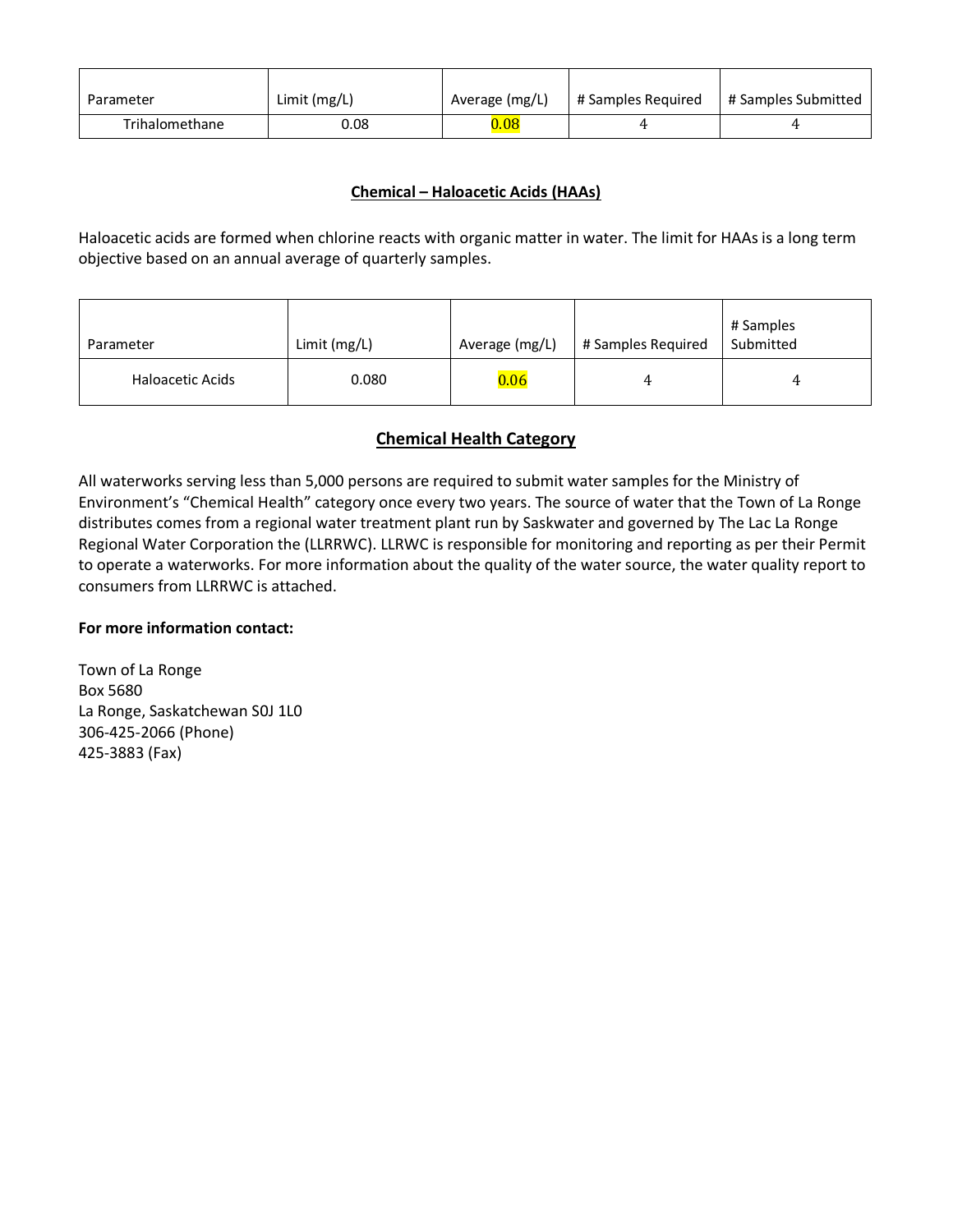| Parameter | Limit (mg/L) | Average (mg/L) | # Samples Required | # Samples Submitted |
|---|---|---|---|---|
| Trihalomethane | 0.08 | 0.08 | 4 | 4 |

## Chemical – Haloacetic Acids (HAAs)

Haloacetic acids are formed when chlorine reacts with organic matter in water. The limit for HAAs is a long term objective based on an annual average of quarterly samples.

| Parameter | Limit (mg/L) | Average (mg/L) | # Samples Required | # Samples Submitted |
|---|---|---|---|---|
| Haloacetic Acids | 0.080 | 0.06 | 4 | 4 |

## Chemical Health Category

All waterworks serving less than 5,000 persons are required to submit water samples for the Ministry of Environment's "Chemical Health" category once every two years. The source of water that the Town of La Ronge distributes comes from a regional water treatment plant run by Saskwater and governed by The Lac La Ronge Regional Water Corporation the (LLRRWC). LLRWC is responsible for monitoring and reporting as per their Permit to operate a waterworks. For more information about the quality of the water source, the water quality report to consumers from LLRRWC is attached.

**For more information contact:**

Town of La Ronge
Box 5680
La Ronge, Saskatchewan S0J 1L0
306-425-2066 (Phone)
425-3883 (Fax)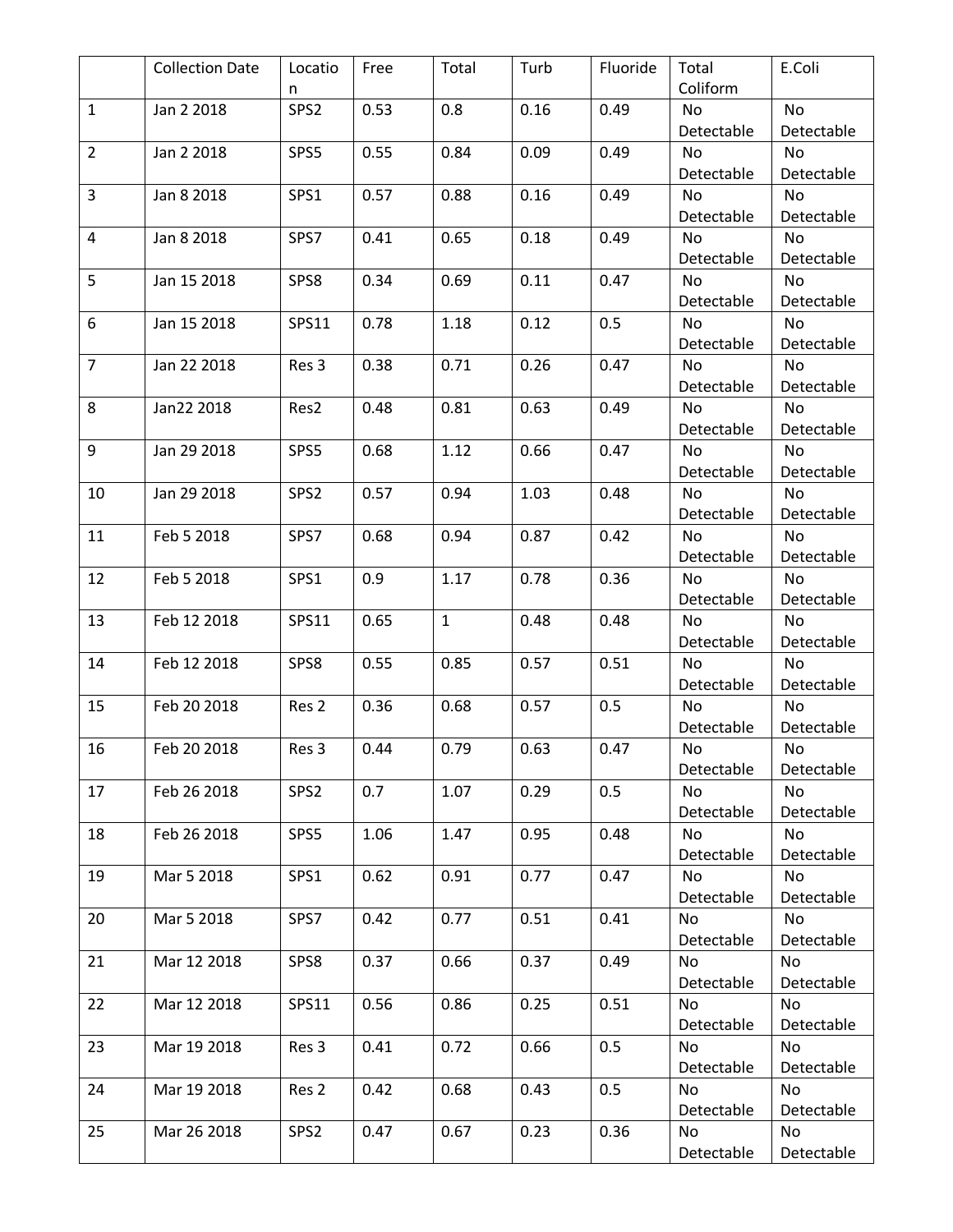|  | Collection Date | Location | Free | Total | Turb | Fluoride | Total Coliform | E.Coli |
|---|---|---|---|---|---|---|---|---|
| 1 | Jan 2 2018 | SPS2 | 0.53 | 0.8 | 0.16 | 0.49 | No Detectable | No Detectable |
| 2 | Jan 2 2018 | SPS5 | 0.55 | 0.84 | 0.09 | 0.49 | No Detectable | No Detectable |
| 3 | Jan 8 2018 | SPS1 | 0.57 | 0.88 | 0.16 | 0.49 | No Detectable | No Detectable |
| 4 | Jan 8 2018 | SPS7 | 0.41 | 0.65 | 0.18 | 0.49 | No Detectable | No Detectable |
| 5 | Jan 15 2018 | SPS8 | 0.34 | 0.69 | 0.11 | 0.47 | No Detectable | No Detectable |
| 6 | Jan 15 2018 | SPS11 | 0.78 | 1.18 | 0.12 | 0.5 | No Detectable | No Detectable |
| 7 | Jan 22 2018 | Res 3 | 0.38 | 0.71 | 0.26 | 0.47 | No Detectable | No Detectable |
| 8 | Jan22 2018 | Res2 | 0.48 | 0.81 | 0.63 | 0.49 | No Detectable | No Detectable |
| 9 | Jan 29 2018 | SPS5 | 0.68 | 1.12 | 0.66 | 0.47 | No Detectable | No Detectable |
| 10 | Jan 29 2018 | SPS2 | 0.57 | 0.94 | 1.03 | 0.48 | No Detectable | No Detectable |
| 11 | Feb 5 2018 | SPS7 | 0.68 | 0.94 | 0.87 | 0.42 | No Detectable | No Detectable |
| 12 | Feb 5 2018 | SPS1 | 0.9 | 1.17 | 0.78 | 0.36 | No Detectable | No Detectable |
| 13 | Feb 12 2018 | SPS11 | 0.65 | 1 | 0.48 | 0.48 | No Detectable | No Detectable |
| 14 | Feb 12 2018 | SPS8 | 0.55 | 0.85 | 0.57 | 0.51 | No Detectable | No Detectable |
| 15 | Feb 20 2018 | Res 2 | 0.36 | 0.68 | 0.57 | 0.5 | No Detectable | No Detectable |
| 16 | Feb 20 2018 | Res 3 | 0.44 | 0.79 | 0.63 | 0.47 | No Detectable | No Detectable |
| 17 | Feb 26 2018 | SPS2 | 0.7 | 1.07 | 0.29 | 0.5 | No Detectable | No Detectable |
| 18 | Feb 26 2018 | SPS5 | 1.06 | 1.47 | 0.95 | 0.48 | No Detectable | No Detectable |
| 19 | Mar 5 2018 | SPS1 | 0.62 | 0.91 | 0.77 | 0.47 | No Detectable | No Detectable |
| 20 | Mar 5 2018 | SPS7 | 0.42 | 0.77 | 0.51 | 0.41 | No Detectable | No Detectable |
| 21 | Mar 12 2018 | SPS8 | 0.37 | 0.66 | 0.37 | 0.49 | No Detectable | No Detectable |
| 22 | Mar 12 2018 | SPS11 | 0.56 | 0.86 | 0.25 | 0.51 | No Detectable | No Detectable |
| 23 | Mar 19 2018 | Res 3 | 0.41 | 0.72 | 0.66 | 0.5 | No Detectable | No Detectable |
| 24 | Mar 19 2018 | Res 2 | 0.42 | 0.68 | 0.43 | 0.5 | No Detectable | No Detectable |
| 25 | Mar 26 2018 | SPS2 | 0.47 | 0.67 | 0.23 | 0.36 | No Detectable | No Detectable |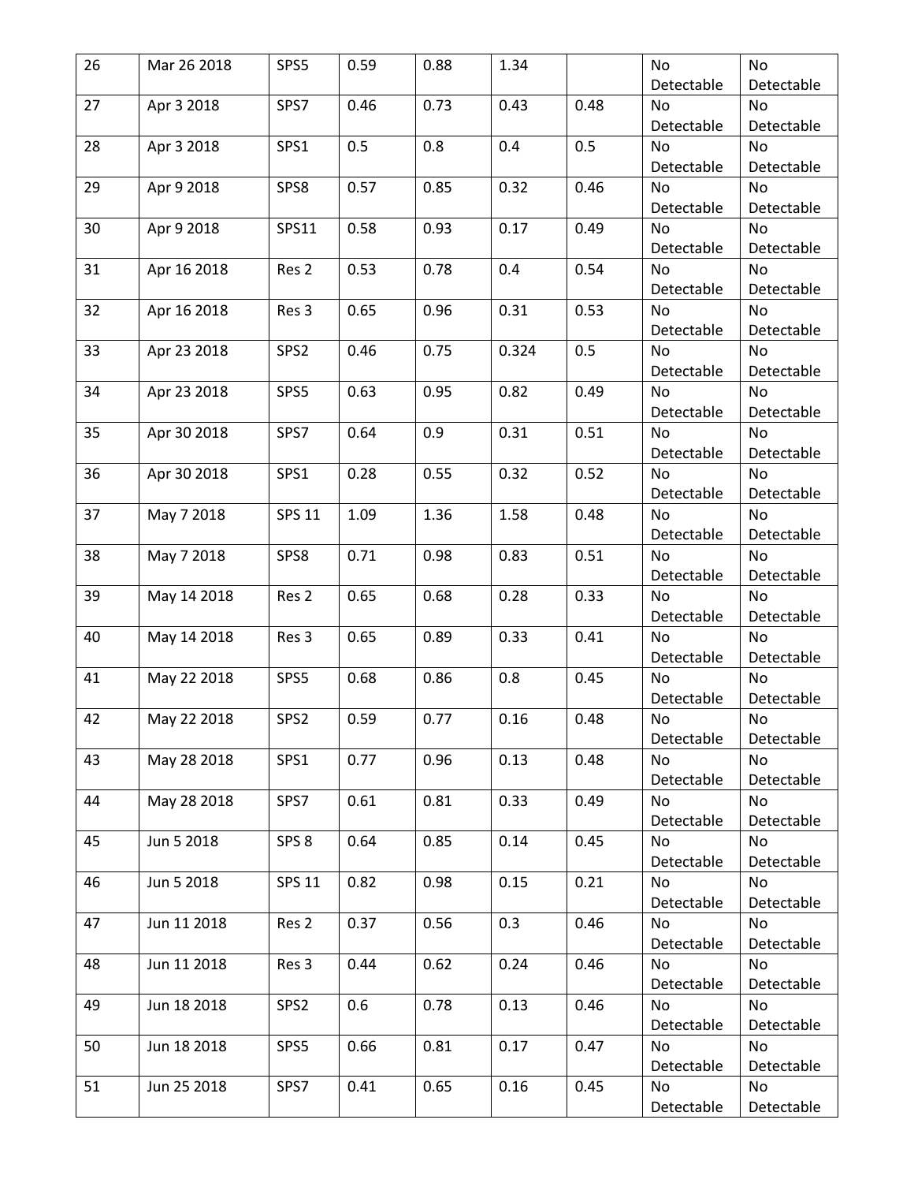| 26 | Mar 26 2018 | SPS5 | 0.59 | 0.88 | 1.34 | | No Detectable | No Detectable |
|---|---|---|---|---|---|---|---|---|
| 27 | Apr 3 2018 | SPS7 | 0.46 | 0.73 | 0.43 | 0.48 | No Detectable | No Detectable |
| 28 | Apr 3 2018 | SPS1 | 0.5 | 0.8 | 0.4 | 0.5 | No Detectable | No Detectable |
| 29 | Apr 9 2018 | SPS8 | 0.57 | 0.85 | 0.32 | 0.46 | No Detectable | No Detectable |
| 30 | Apr 9 2018 | SPS11 | 0.58 | 0.93 | 0.17 | 0.49 | No Detectable | No Detectable |
| 31 | Apr 16 2018 | Res 2 | 0.53 | 0.78 | 0.4 | 0.54 | No Detectable | No Detectable |
| 32 | Apr 16 2018 | Res 3 | 0.65 | 0.96 | 0.31 | 0.53 | No Detectable | No Detectable |
| 33 | Apr 23 2018 | SPS2 | 0.46 | 0.75 | 0.324 | 0.5 | No Detectable | No Detectable |
| 34 | Apr 23 2018 | SPS5 | 0.63 | 0.95 | 0.82 | 0.49 | No Detectable | No Detectable |
| 35 | Apr 30 2018 | SPS7 | 0.64 | 0.9 | 0.31 | 0.51 | No Detectable | No Detectable |
| 36 | Apr 30 2018 | SPS1 | 0.28 | 0.55 | 0.32 | 0.52 | No Detectable | No Detectable |
| 37 | May 7 2018 | SPS 11 | 1.09 | 1.36 | 1.58 | 0.48 | No Detectable | No Detectable |
| 38 | May 7 2018 | SPS8 | 0.71 | 0.98 | 0.83 | 0.51 | No Detectable | No Detectable |
| 39 | May 14 2018 | Res 2 | 0.65 | 0.68 | 0.28 | 0.33 | No Detectable | No Detectable |
| 40 | May 14 2018 | Res 3 | 0.65 | 0.89 | 0.33 | 0.41 | No Detectable | No Detectable |
| 41 | May 22 2018 | SPS5 | 0.68 | 0.86 | 0.8 | 0.45 | No Detectable | No Detectable |
| 42 | May 22 2018 | SPS2 | 0.59 | 0.77 | 0.16 | 0.48 | No Detectable | No Detectable |
| 43 | May 28 2018 | SPS1 | 0.77 | 0.96 | 0.13 | 0.48 | No Detectable | No Detectable |
| 44 | May 28 2018 | SPS7 | 0.61 | 0.81 | 0.33 | 0.49 | No Detectable | No Detectable |
| 45 | Jun 5 2018 | SPS 8 | 0.64 | 0.85 | 0.14 | 0.45 | No Detectable | No Detectable |
| 46 | Jun 5 2018 | SPS 11 | 0.82 | 0.98 | 0.15 | 0.21 | No Detectable | No Detectable |
| 47 | Jun 11 2018 | Res 2 | 0.37 | 0.56 | 0.3 | 0.46 | No Detectable | No Detectable |
| 48 | Jun 11 2018 | Res 3 | 0.44 | 0.62 | 0.24 | 0.46 | No Detectable | No Detectable |
| 49 | Jun 18 2018 | SPS2 | 0.6 | 0.78 | 0.13 | 0.46 | No Detectable | No Detectable |
| 50 | Jun 18 2018 | SPS5 | 0.66 | 0.81 | 0.17 | 0.47 | No Detectable | No Detectable |
| 51 | Jun 25 2018 | SPS7 | 0.41 | 0.65 | 0.16 | 0.45 | No Detectable | No Detectable |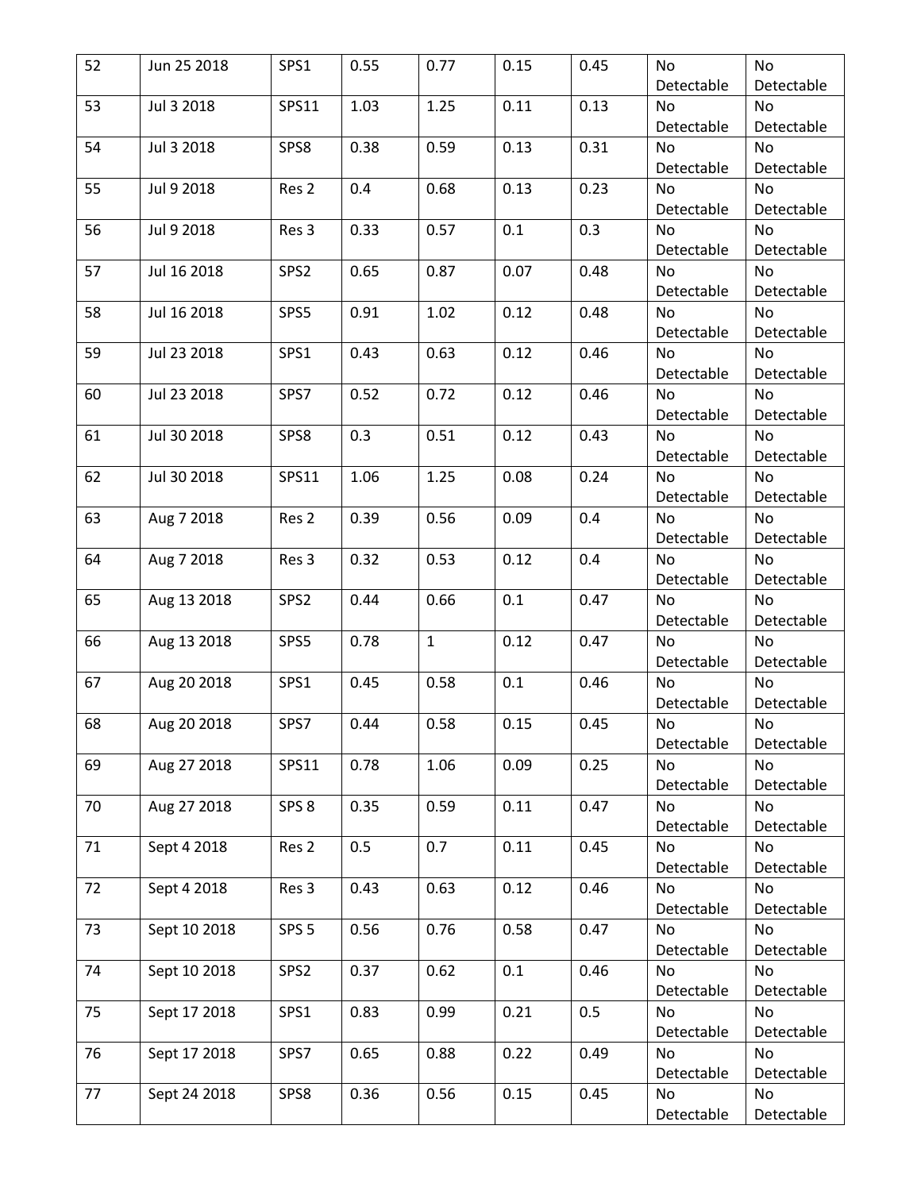| 52 | Jun 25 2018 | SPS1 | 0.55 | 0.77 | 0.15 | 0.45 | No Detectable | No Detectable |
|---|---|---|---|---|---|---|---|---|
| 53 | Jul 3 2018 | SPS11 | 1.03 | 1.25 | 0.11 | 0.13 | No Detectable | No Detectable |
| 54 | Jul 3 2018 | SPS8 | 0.38 | 0.59 | 0.13 | 0.31 | No Detectable | No Detectable |
| 55 | Jul 9 2018 | Res 2 | 0.4 | 0.68 | 0.13 | 0.23 | No Detectable | No Detectable |
| 56 | Jul 9 2018 | Res 3 | 0.33 | 0.57 | 0.1 | 0.3 | No Detectable | No Detectable |
| 57 | Jul 16 2018 | SPS2 | 0.65 | 0.87 | 0.07 | 0.48 | No Detectable | No Detectable |
| 58 | Jul 16 2018 | SPS5 | 0.91 | 1.02 | 0.12 | 0.48 | No Detectable | No Detectable |
| 59 | Jul 23 2018 | SPS1 | 0.43 | 0.63 | 0.12 | 0.46 | No Detectable | No Detectable |
| 60 | Jul 23 2018 | SPS7 | 0.52 | 0.72 | 0.12 | 0.46 | No Detectable | No Detectable |
| 61 | Jul 30 2018 | SPS8 | 0.3 | 0.51 | 0.12 | 0.43 | No Detectable | No Detectable |
| 62 | Jul 30 2018 | SPS11 | 1.06 | 1.25 | 0.08 | 0.24 | No Detectable | No Detectable |
| 63 | Aug 7 2018 | Res 2 | 0.39 | 0.56 | 0.09 | 0.4 | No Detectable | No Detectable |
| 64 | Aug 7 2018 | Res 3 | 0.32 | 0.53 | 0.12 | 0.4 | No Detectable | No Detectable |
| 65 | Aug 13 2018 | SPS2 | 0.44 | 0.66 | 0.1 | 0.47 | No Detectable | No Detectable |
| 66 | Aug 13 2018 | SPS5 | 0.78 | 1 | 0.12 | 0.47 | No Detectable | No Detectable |
| 67 | Aug 20 2018 | SPS1 | 0.45 | 0.58 | 0.1 | 0.46 | No Detectable | No Detectable |
| 68 | Aug 20 2018 | SPS7 | 0.44 | 0.58 | 0.15 | 0.45 | No Detectable | No Detectable |
| 69 | Aug 27 2018 | SPS11 | 0.78 | 1.06 | 0.09 | 0.25 | No Detectable | No Detectable |
| 70 | Aug 27 2018 | SPS 8 | 0.35 | 0.59 | 0.11 | 0.47 | No Detectable | No Detectable |
| 71 | Sept 4 2018 | Res 2 | 0.5 | 0.7 | 0.11 | 0.45 | No Detectable | No Detectable |
| 72 | Sept 4 2018 | Res 3 | 0.43 | 0.63 | 0.12 | 0.46 | No Detectable | No Detectable |
| 73 | Sept 10 2018 | SPS 5 | 0.56 | 0.76 | 0.58 | 0.47 | No Detectable | No Detectable |
| 74 | Sept 10 2018 | SPS2 | 0.37 | 0.62 | 0.1 | 0.46 | No Detectable | No Detectable |
| 75 | Sept 17 2018 | SPS1 | 0.83 | 0.99 | 0.21 | 0.5 | No Detectable | No Detectable |
| 76 | Sept 17 2018 | SPS7 | 0.65 | 0.88 | 0.22 | 0.49 | No Detectable | No Detectable |
| 77 | Sept 24 2018 | SPS8 | 0.36 | 0.56 | 0.15 | 0.45 | No Detectable | No Detectable |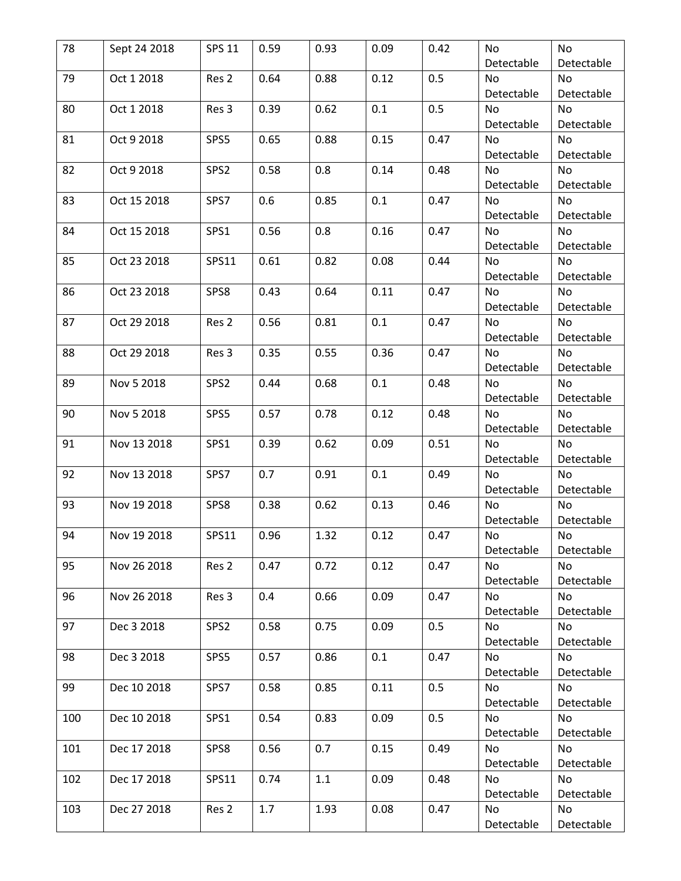| 78 | Sept 24 2018 | SPS 11 | 0.59 | 0.93 | 0.09 | 0.42 | No Detectable | No Detectable |
|---|---|---|---|---|---|---|---|---|
| 79 | Oct 1 2018 | Res 2 | 0.64 | 0.88 | 0.12 | 0.5 | No Detectable | No Detectable |
| 80 | Oct 1 2018 | Res 3 | 0.39 | 0.62 | 0.1 | 0.5 | No Detectable | No Detectable |
| 81 | Oct 9 2018 | SPS5 | 0.65 | 0.88 | 0.15 | 0.47 | No Detectable | No Detectable |
| 82 | Oct 9 2018 | SPS2 | 0.58 | 0.8 | 0.14 | 0.48 | No Detectable | No Detectable |
| 83 | Oct 15 2018 | SPS7 | 0.6 | 0.85 | 0.1 | 0.47 | No Detectable | No Detectable |
| 84 | Oct 15 2018 | SPS1 | 0.56 | 0.8 | 0.16 | 0.47 | No Detectable | No Detectable |
| 85 | Oct 23 2018 | SPS11 | 0.61 | 0.82 | 0.08 | 0.44 | No Detectable | No Detectable |
| 86 | Oct 23 2018 | SPS8 | 0.43 | 0.64 | 0.11 | 0.47 | No Detectable | No Detectable |
| 87 | Oct 29 2018 | Res 2 | 0.56 | 0.81 | 0.1 | 0.47 | No Detectable | No Detectable |
| 88 | Oct 29 2018 | Res 3 | 0.35 | 0.55 | 0.36 | 0.47 | No Detectable | No Detectable |
| 89 | Nov 5 2018 | SPS2 | 0.44 | 0.68 | 0.1 | 0.48 | No Detectable | No Detectable |
| 90 | Nov 5 2018 | SPS5 | 0.57 | 0.78 | 0.12 | 0.48 | No Detectable | No Detectable |
| 91 | Nov 13 2018 | SPS1 | 0.39 | 0.62 | 0.09 | 0.51 | No Detectable | No Detectable |
| 92 | Nov 13 2018 | SPS7 | 0.7 | 0.91 | 0.1 | 0.49 | No Detectable | No Detectable |
| 93 | Nov 19 2018 | SPS8 | 0.38 | 0.62 | 0.13 | 0.46 | No Detectable | No Detectable |
| 94 | Nov 19 2018 | SPS11 | 0.96 | 1.32 | 0.12 | 0.47 | No Detectable | No Detectable |
| 95 | Nov 26 2018 | Res 2 | 0.47 | 0.72 | 0.12 | 0.47 | No Detectable | No Detectable |
| 96 | Nov 26 2018 | Res 3 | 0.4 | 0.66 | 0.09 | 0.47 | No Detectable | No Detectable |
| 97 | Dec 3 2018 | SPS2 | 0.58 | 0.75 | 0.09 | 0.5 | No Detectable | No Detectable |
| 98 | Dec 3 2018 | SPS5 | 0.57 | 0.86 | 0.1 | 0.47 | No Detectable | No Detectable |
| 99 | Dec 10 2018 | SPS7 | 0.58 | 0.85 | 0.11 | 0.5 | No Detectable | No Detectable |
| 100 | Dec 10 2018 | SPS1 | 0.54 | 0.83 | 0.09 | 0.5 | No Detectable | No Detectable |
| 101 | Dec 17 2018 | SPS8 | 0.56 | 0.7 | 0.15 | 0.49 | No Detectable | No Detectable |
| 102 | Dec 17 2018 | SPS11 | 0.74 | 1.1 | 0.09 | 0.48 | No Detectable | No Detectable |
| 103 | Dec 27 2018 | Res 2 | 1.7 | 1.93 | 0.08 | 0.47 | No Detectable | No Detectable |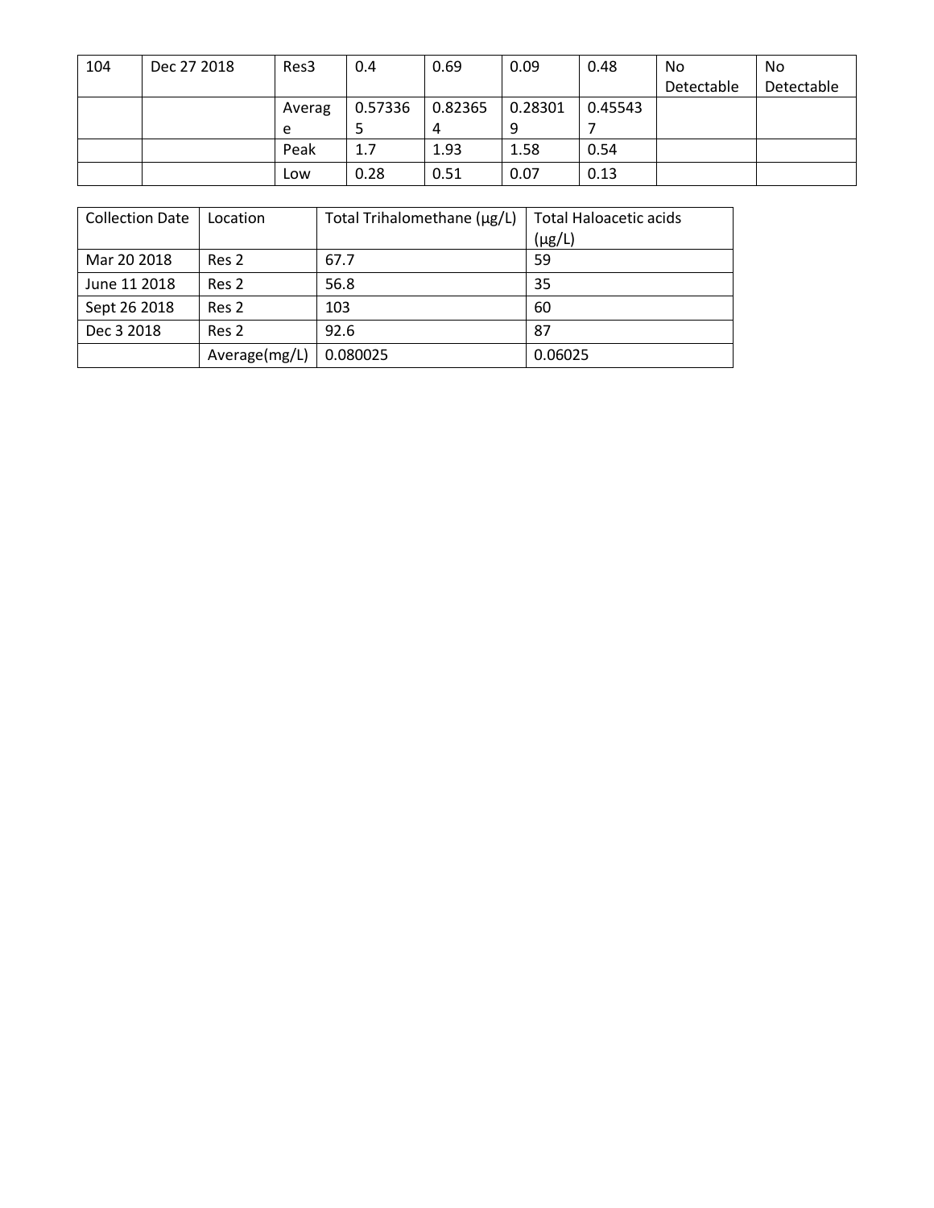| | | | | | | | | |
|---|---|---|---|---|---|---|---|---|
| 104 | Dec 27 2018 | Res3 | 0.4 | 0.69 | 0.09 | 0.48 | No Detectable | No Detectable |
| | | Average | 0.573365 | 0.823654 | 0.283019 | 0.455437 | | |
| | | Peak | 1.7 | 1.93 | 1.58 | 0.54 | | |
| | | Low | 0.28 | 0.51 | 0.07 | 0.13 | | |

| Collection Date | Location | Total Trihalomethane (μg/L) | Total Haloacetic acids (μg/L) |
|---|---|---|---|
| Mar 20 2018 | Res 2 | 67.7 | 59 |
| June 11 2018 | Res 2 | 56.8 | 35 |
| Sept 26 2018 | Res 2 | 103 | 60 |
| Dec 3 2018 | Res 2 | 92.6 | 87 |
| | Average(mg/L) | 0.080025 | 0.06025 |